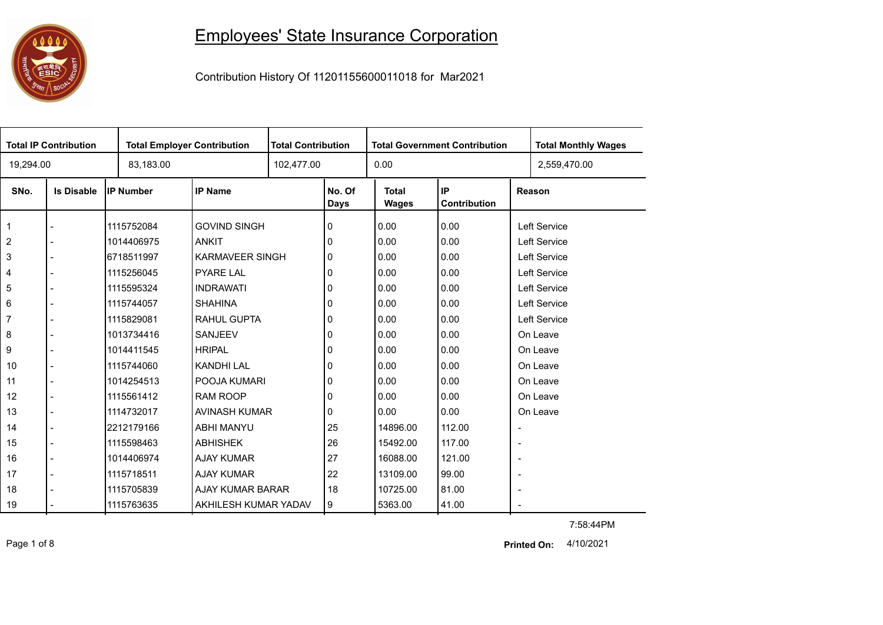# Employees' State Insurance Corporation

Contribution History Of 11201155600011018 for Mar2021

| Total IP Contribution | Total Employer Contribution | Total Contribution | Total Government Contribution | Total Monthly Wages |
|---|---|---|---|---|
| 19,294.00 | 83,183.00 | 102,477.00 | 0.00 | 2,559,470.00 |

| SNo. | Is Disable | IP Number | IP Name | No. Of Days | Total Wages | IP Contribution | Reason |
|---|---|---|---|---|---|---|---|
| 1 | - | 1115752084 | GOVIND SINGH | 0 | 0.00 | 0.00 | Left Service |
| 2 | - | 1014406975 | ANKIT | 0 | 0.00 | 0.00 | Left Service |
| 3 | - | 6718511997 | KARMAVEER SINGH | 0 | 0.00 | 0.00 | Left Service |
| 4 | - | 1115256045 | PYARE LAL | 0 | 0.00 | 0.00 | Left Service |
| 5 | - | 1115595324 | INDRAWATI | 0 | 0.00 | 0.00 | Left Service |
| 6 | - | 1115744057 | SHAHINA | 0 | 0.00 | 0.00 | Left Service |
| 7 | - | 1115829081 | RAHUL GUPTA | 0 | 0.00 | 0.00 | Left Service |
| 8 | - | 1013734416 | SANJEEV | 0 | 0.00 | 0.00 | On Leave |
| 9 | - | 1014411545 | HRIPAL | 0 | 0.00 | 0.00 | On Leave |
| 10 | - | 1115744060 | KANDHI LAL | 0 | 0.00 | 0.00 | On Leave |
| 11 | - | 1014254513 | POOJA KUMARI | 0 | 0.00 | 0.00 | On Leave |
| 12 | - | 1115561412 | RAM ROOP | 0 | 0.00 | 0.00 | On Leave |
| 13 | - | 1114732017 | AVINASH KUMAR | 0 | 0.00 | 0.00 | On Leave |
| 14 | - | 2212179166 | ABHI MANYU | 25 | 14896.00 | 112.00 | - |
| 15 | - | 1115598463 | ABHISHEK | 26 | 15492.00 | 117.00 | - |
| 16 | - | 1014406974 | AJAY KUMAR | 27 | 16088.00 | 121.00 | - |
| 17 | - | 1115718511 | AJAY KUMAR | 22 | 13109.00 | 99.00 | - |
| 18 | - | 1115705839 | AJAY KUMAR BARAR | 18 | 10725.00 | 81.00 | - |
| 19 | - | 1115763635 | AKHILESH KUMAR YADAV | 9 | 5363.00 | 41.00 | - |

7:58:44PM

**Printed On:** 4/10/2021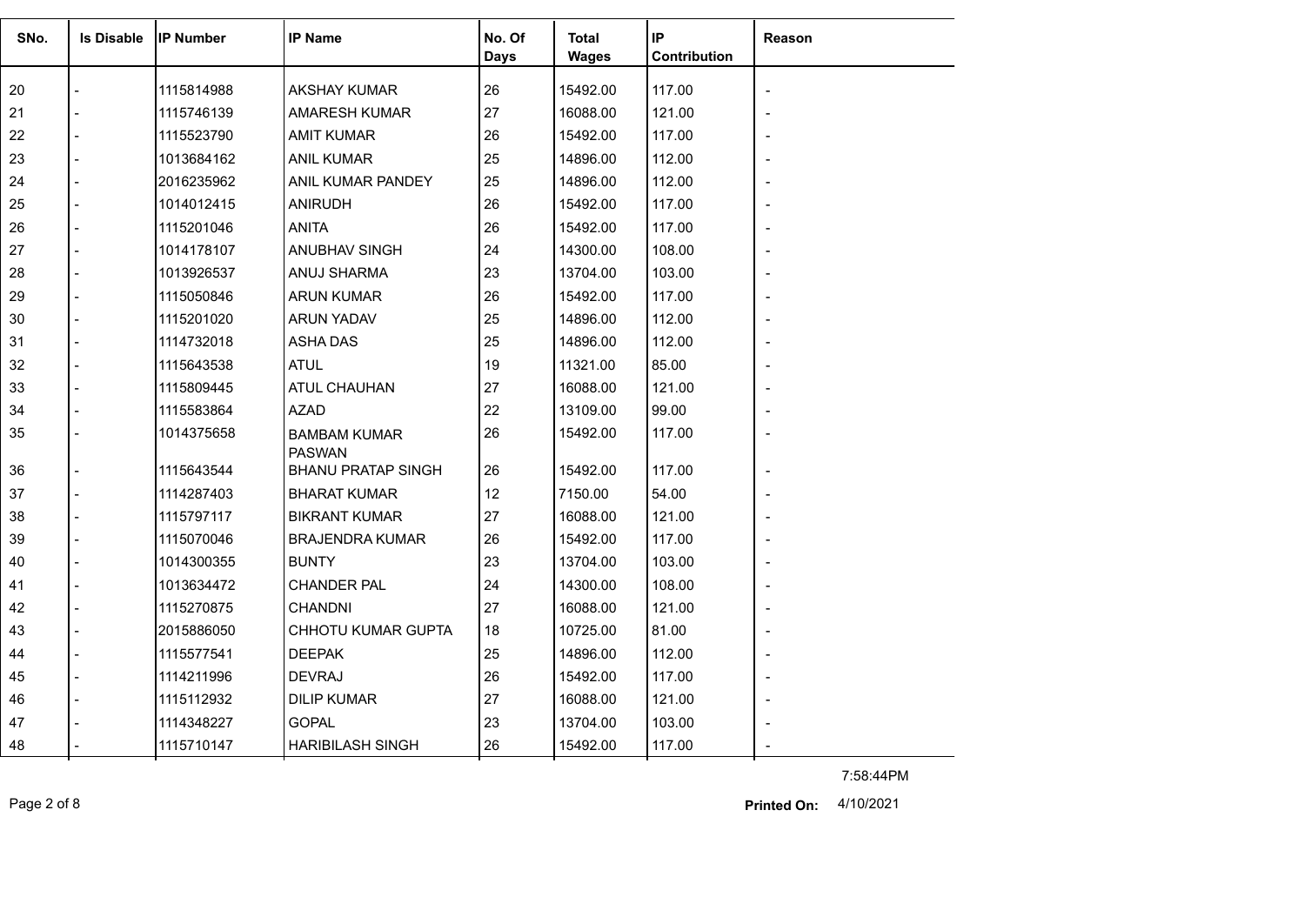| SNo. | Is Disable | IP Number | IP Name | No. Of Days | Total Wages | IP Contribution | Reason |
|---|---|---|---|---|---|---|---|
| 20 | - | 1115814988 | AKSHAY KUMAR | 26 | 15492.00 | 117.00 | - |
| 21 | - | 1115746139 | AMARESH KUMAR | 27 | 16088.00 | 121.00 | - |
| 22 | - | 1115523790 | AMIT KUMAR | 26 | 15492.00 | 117.00 | - |
| 23 | - | 1013684162 | ANIL KUMAR | 25 | 14896.00 | 112.00 | - |
| 24 | - | 2016235962 | ANIL KUMAR PANDEY | 25 | 14896.00 | 112.00 | - |
| 25 | - | 1014012415 | ANIRUDH | 26 | 15492.00 | 117.00 | - |
| 26 | - | 1115201046 | ANITA | 26 | 15492.00 | 117.00 | - |
| 27 | - | 1014178107 | ANUBHAV SINGH | 24 | 14300.00 | 108.00 | - |
| 28 | - | 1013926537 | ANUJ SHARMA | 23 | 13704.00 | 103.00 | - |
| 29 | - | 1115050846 | ARUN KUMAR | 26 | 15492.00 | 117.00 | - |
| 30 | - | 1115201020 | ARUN YADAV | 25 | 14896.00 | 112.00 | - |
| 31 | - | 1114732018 | ASHA DAS | 25 | 14896.00 | 112.00 | - |
| 32 | - | 1115643538 | ATUL | 19 | 11321.00 | 85.00 | - |
| 33 | - | 1115809445 | ATUL CHAUHAN | 27 | 16088.00 | 121.00 | - |
| 34 | - | 1115583864 | AZAD | 22 | 13109.00 | 99.00 | - |
| 35 | - | 1014375658 | BAMBAM KUMAR PASWAN | 26 | 15492.00 | 117.00 | - |
| 36 | - | 1115643544 | BHANU PRATAP SINGH | 26 | 15492.00 | 117.00 | - |
| 37 | - | 1114287403 | BHARAT KUMAR | 12 | 7150.00 | 54.00 | - |
| 38 | - | 1115797117 | BIKRANT KUMAR | 27 | 16088.00 | 121.00 | - |
| 39 | - | 1115070046 | BRAJENDRA KUMAR | 26 | 15492.00 | 117.00 | - |
| 40 | - | 1014300355 | BUNTY | 23 | 13704.00 | 103.00 | - |
| 41 | - | 1013634472 | CHANDER PAL | 24 | 14300.00 | 108.00 | - |
| 42 | - | 1115270875 | CHANDNI | 27 | 16088.00 | 121.00 | - |
| 43 | - | 2015886050 | CHHOTU KUMAR GUPTA | 18 | 10725.00 | 81.00 | - |
| 44 | - | 1115577541 | DEEPAK | 25 | 14896.00 | 112.00 | - |
| 45 | - | 1114211996 | DEVRAJ | 26 | 15492.00 | 117.00 | - |
| 46 | - | 1115112932 | DILIP KUMAR | 27 | 16088.00 | 121.00 | - |
| 47 | - | 1114348227 | GOPAL | 23 | 13704.00 | 103.00 | - |
| 48 | - | 1115710147 | HARIBILASH SINGH | 26 | 15492.00 | 117.00 | - |

7:58:44PM

**Printed On:** 4/10/2021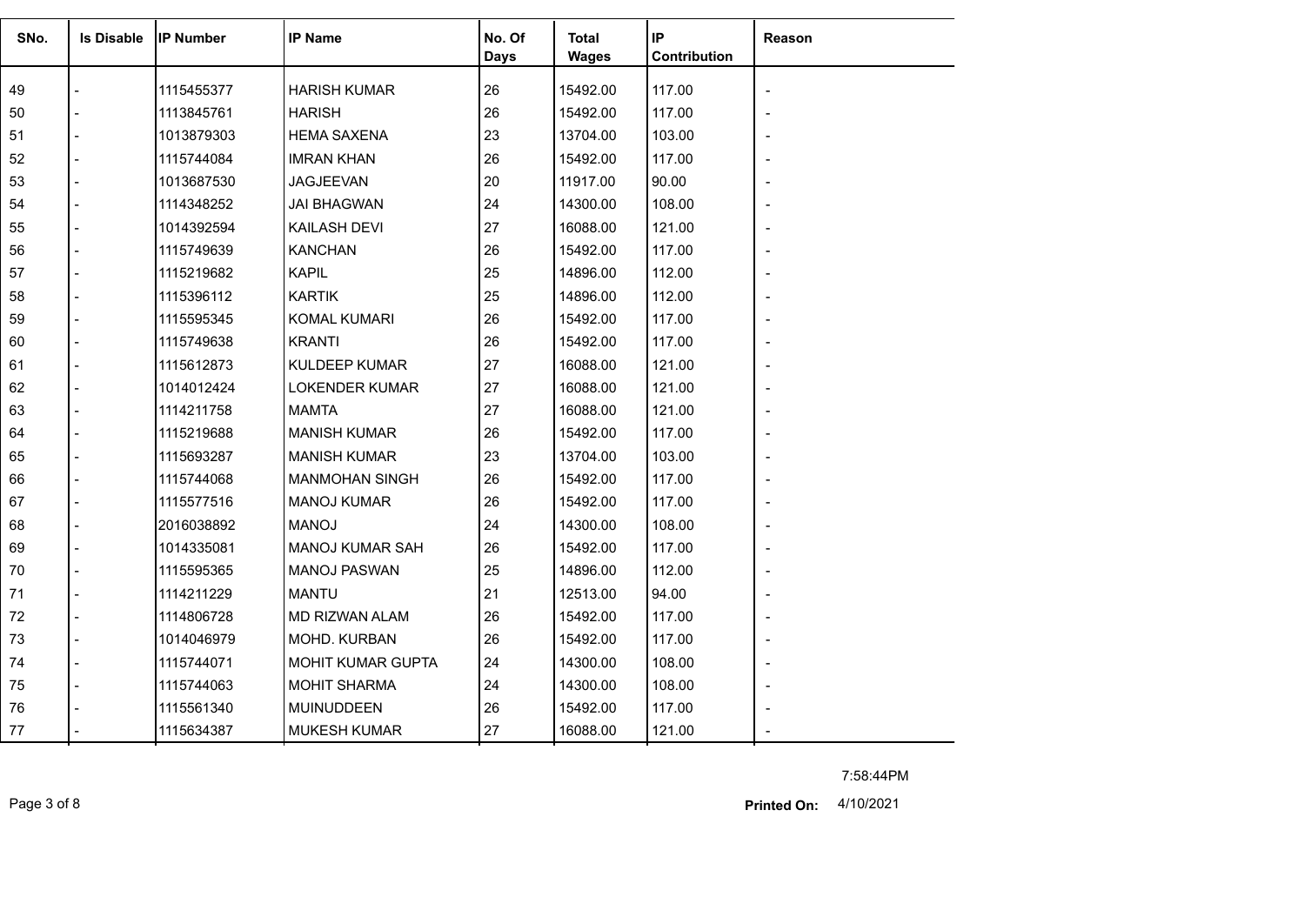| SNo. | Is Disable | IP Number | IP Name | No. Of Days | Total Wages | IP Contribution | Reason |
|---|---|---|---|---|---|---|---|
| 49 | - | 1115455377 | HARISH KUMAR | 26 | 15492.00 | 117.00 | - |
| 50 | - | 1113845761 | HARISH | 26 | 15492.00 | 117.00 | - |
| 51 | - | 1013879303 | HEMA SAXENA | 23 | 13704.00 | 103.00 | - |
| 52 | - | 1115744084 | IMRAN KHAN | 26 | 15492.00 | 117.00 | - |
| 53 | - | 1013687530 | JAGJEEVAN | 20 | 11917.00 | 90.00 | - |
| 54 | - | 1114348252 | JAI BHAGWAN | 24 | 14300.00 | 108.00 | - |
| 55 | - | 1014392594 | KAILASH DEVI | 27 | 16088.00 | 121.00 | - |
| 56 | - | 1115749639 | KANCHAN | 26 | 15492.00 | 117.00 | - |
| 57 | - | 1115219682 | KAPIL | 25 | 14896.00 | 112.00 | - |
| 58 | - | 1115396112 | KARTIK | 25 | 14896.00 | 112.00 | - |
| 59 | - | 1115595345 | KOMAL KUMARI | 26 | 15492.00 | 117.00 | - |
| 60 | - | 1115749638 | KRANTI | 26 | 15492.00 | 117.00 | - |
| 61 | - | 1115612873 | KULDEEP KUMAR | 27 | 16088.00 | 121.00 | - |
| 62 | - | 1014012424 | LOKENDER KUMAR | 27 | 16088.00 | 121.00 | - |
| 63 | - | 1114211758 | MAMTA | 27 | 16088.00 | 121.00 | - |
| 64 | - | 1115219688 | MANISH KUMAR | 26 | 15492.00 | 117.00 | - |
| 65 | - | 1115693287 | MANISH KUMAR | 23 | 13704.00 | 103.00 | - |
| 66 | - | 1115744068 | MANMOHAN SINGH | 26 | 15492.00 | 117.00 | - |
| 67 | - | 1115577516 | MANOJ KUMAR | 26 | 15492.00 | 117.00 | - |
| 68 | - | 2016038892 | MANOJ | 24 | 14300.00 | 108.00 | - |
| 69 | - | 1014335081 | MANOJ KUMAR SAH | 26 | 15492.00 | 117.00 | - |
| 70 | - | 1115595365 | MANOJ PASWAN | 25 | 14896.00 | 112.00 | - |
| 71 | - | 1114211229 | MANTU | 21 | 12513.00 | 94.00 | - |
| 72 | - | 1114806728 | MD RIZWAN ALAM | 26 | 15492.00 | 117.00 | - |
| 73 | - | 1014046979 | MOHD. KURBAN | 26 | 15492.00 | 117.00 | - |
| 74 | - | 1115744071 | MOHIT KUMAR GUPTA | 24 | 14300.00 | 108.00 | - |
| 75 | - | 1115744063 | MOHIT SHARMA | 24 | 14300.00 | 108.00 | - |
| 76 | - | 1115561340 | MUINUDDEEN | 26 | 15492.00 | 117.00 | - |
| 77 | - | 1115634387 | MUKESH KUMAR | 27 | 16088.00 | 121.00 | - |

7:58:44PM

**Printed On:** 4/10/2021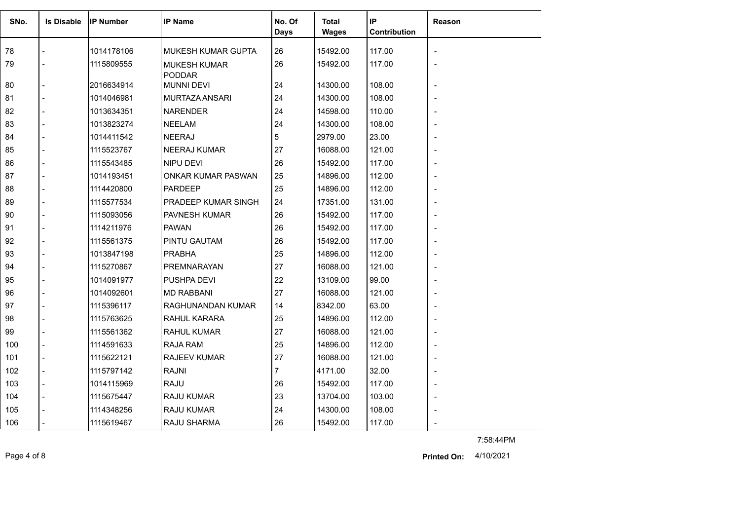| SNo. | Is Disable | IP Number | IP Name | No. Of Days | Total Wages | IP Contribution | Reason |
|---|---|---|---|---|---|---|---|
| 78 | - | 1014178106 | MUKESH KUMAR GUPTA | 26 | 15492.00 | 117.00 | - |
| 79 | - | 1115809555 | MUKESH KUMAR PODDAR | 26 | 15492.00 | 117.00 | - |
| 80 | - | 2016634914 | MUNNI DEVI | 24 | 14300.00 | 108.00 | - |
| 81 | - | 1014046981 | MURTAZA ANSARI | 24 | 14300.00 | 108.00 | - |
| 82 | - | 1013634351 | NARENDER | 24 | 14598.00 | 110.00 | - |
| 83 | - | 1013823274 | NEELAM | 24 | 14300.00 | 108.00 | - |
| 84 | - | 1014411542 | NEERAJ | 5 | 2979.00 | 23.00 | - |
| 85 | - | 1115523767 | NEERAJ KUMAR | 27 | 16088.00 | 121.00 | - |
| 86 | - | 1115543485 | NIPU DEVI | 26 | 15492.00 | 117.00 | - |
| 87 | - | 1014193451 | ONKAR KUMAR PASWAN | 25 | 14896.00 | 112.00 | - |
| 88 | - | 1114420800 | PARDEEP | 25 | 14896.00 | 112.00 | - |
| 89 | - | 1115577534 | PRADEEP KUMAR SINGH | 24 | 17351.00 | 131.00 | - |
| 90 | - | 1115093056 | PAVNESH KUMAR | 26 | 15492.00 | 117.00 | - |
| 91 | - | 1114211976 | PAWAN | 26 | 15492.00 | 117.00 | - |
| 92 | - | 1115561375 | PINTU GAUTAM | 26 | 15492.00 | 117.00 | - |
| 93 | - | 1013847198 | PRABHA | 25 | 14896.00 | 112.00 | - |
| 94 | - | 1115270867 | PREMNARAYAN | 27 | 16088.00 | 121.00 | - |
| 95 | - | 1014091977 | PUSHPA DEVI | 22 | 13109.00 | 99.00 | - |
| 96 | - | 1014092601 | MD RABBANI | 27 | 16088.00 | 121.00 | - |
| 97 | - | 1115396117 | RAGHUNANDAN KUMAR | 14 | 8342.00 | 63.00 | - |
| 98 | - | 1115763625 | RAHUL KARARA | 25 | 14896.00 | 112.00 | - |
| 99 | - | 1115561362 | RAHUL KUMAR | 27 | 16088.00 | 121.00 | - |
| 100 | - | 1114591633 | RAJA RAM | 25 | 14896.00 | 112.00 | - |
| 101 | - | 1115622121 | RAJEEV KUMAR | 27 | 16088.00 | 121.00 | - |
| 102 | - | 1115797142 | RAJNI | 7 | 4171.00 | 32.00 | - |
| 103 | - | 1014115969 | RAJU | 26 | 15492.00 | 117.00 | - |
| 104 | - | 1115675447 | RAJU KUMAR | 23 | 13704.00 | 103.00 | - |
| 105 | - | 1114348256 | RAJU KUMAR | 24 | 14300.00 | 108.00 | - |
| 106 | - | 1115619467 | RAJU SHARMA | 26 | 15492.00 | 117.00 | - |

7:58:44PM

**Printed On:** 4/10/2021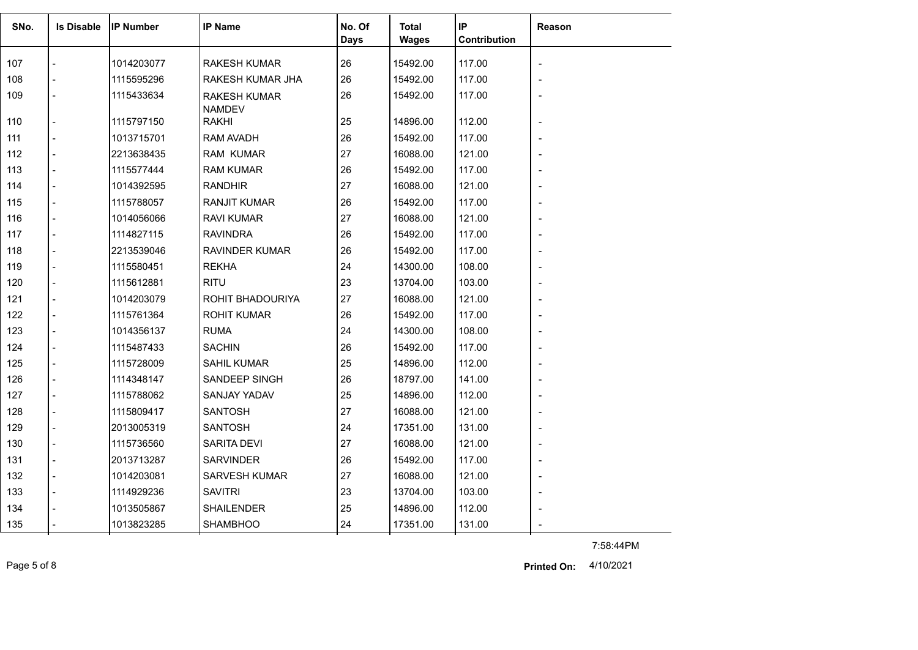| SNo. | Is Disable | IP Number | IP Name | No. Of Days | Total Wages | IP Contribution | Reason |
|---|---|---|---|---|---|---|---|
| 107 | - | 1014203077 | RAKESH KUMAR | 26 | 15492.00 | 117.00 | - |
| 108 | - | 1115595296 | RAKESH KUMAR JHA | 26 | 15492.00 | 117.00 | - |
| 109 | - | 1115433634 | RAKESH KUMAR NAMDEV | 26 | 15492.00 | 117.00 | - |
| 110 | - | 1115797150 | RAKHI | 25 | 14896.00 | 112.00 | - |
| 111 | - | 1013715701 | RAM AVADH | 26 | 15492.00 | 117.00 | - |
| 112 | - | 2213638435 | RAM KUMAR | 27 | 16088.00 | 121.00 | - |
| 113 | - | 1115577444 | RAM KUMAR | 26 | 15492.00 | 117.00 | - |
| 114 | - | 1014392595 | RANDHIR | 27 | 16088.00 | 121.00 | - |
| 115 | - | 1115788057 | RANJIT KUMAR | 26 | 15492.00 | 117.00 | - |
| 116 | - | 1014056066 | RAVI KUMAR | 27 | 16088.00 | 121.00 | - |
| 117 | - | 1114827115 | RAVINDRA | 26 | 15492.00 | 117.00 | - |
| 118 | - | 2213539046 | RAVINDER KUMAR | 26 | 15492.00 | 117.00 | - |
| 119 | - | 1115580451 | REKHA | 24 | 14300.00 | 108.00 | - |
| 120 | - | 1115612881 | RITU | 23 | 13704.00 | 103.00 | - |
| 121 | - | 1014203079 | ROHIT BHADOURIYA | 27 | 16088.00 | 121.00 | - |
| 122 | - | 1115761364 | ROHIT KUMAR | 26 | 15492.00 | 117.00 | - |
| 123 | - | 1014356137 | RUMA | 24 | 14300.00 | 108.00 | - |
| 124 | - | 1115487433 | SACHIN | 26 | 15492.00 | 117.00 | - |
| 125 | - | 1115728009 | SAHIL KUMAR | 25 | 14896.00 | 112.00 | - |
| 126 | - | 1114348147 | SANDEEP SINGH | 26 | 18797.00 | 141.00 | - |
| 127 | - | 1115788062 | SANJAY YADAV | 25 | 14896.00 | 112.00 | - |
| 128 | - | 1115809417 | SANTOSH | 27 | 16088.00 | 121.00 | - |
| 129 | - | 2013005319 | SANTOSH | 24 | 17351.00 | 131.00 | - |
| 130 | - | 1115736560 | SARITA DEVI | 27 | 16088.00 | 121.00 | - |
| 131 | - | 2013713287 | SARVINDER | 26 | 15492.00 | 117.00 | - |
| 132 | - | 1014203081 | SARVESH KUMAR | 27 | 16088.00 | 121.00 | - |
| 133 | - | 1114929236 | SAVITRI | 23 | 13704.00 | 103.00 | - |
| 134 | - | 1013505867 | SHAILENDER | 25 | 14896.00 | 112.00 | - |
| 135 | - | 1013823285 | SHAMBHOO | 24 | 17351.00 | 131.00 | - |

7:58:44PM

**Printed On:** 4/10/2021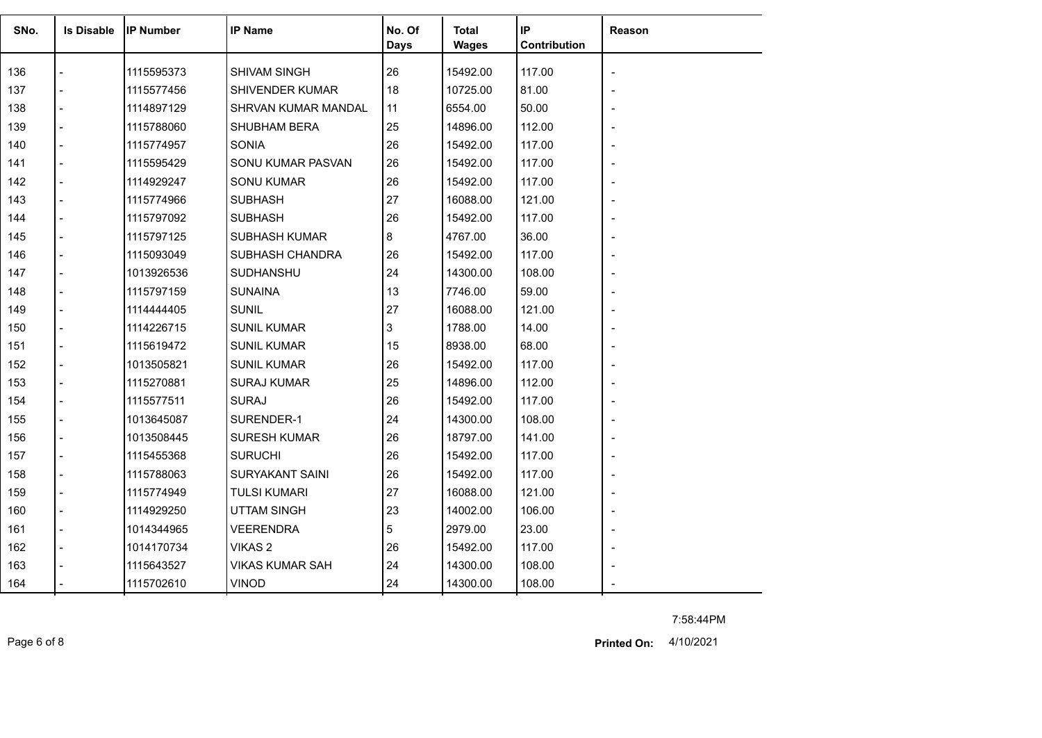| SNo. | Is Disable | IP Number | IP Name | No. Of Days | Total Wages | IP Contribution | Reason |
|---|---|---|---|---|---|---|---|
| 136 | - | 1115595373 | SHIVAM SINGH | 26 | 15492.00 | 117.00 | - |
| 137 | - | 1115577456 | SHIVENDER KUMAR | 18 | 10725.00 | 81.00 | - |
| 138 | - | 1114897129 | SHRVAN KUMAR MANDAL | 11 | 6554.00 | 50.00 | - |
| 139 | - | 1115788060 | SHUBHAM BERA | 25 | 14896.00 | 112.00 | - |
| 140 | - | 1115774957 | SONIA | 26 | 15492.00 | 117.00 | - |
| 141 | - | 1115595429 | SONU KUMAR PASVAN | 26 | 15492.00 | 117.00 | - |
| 142 | - | 1114929247 | SONU KUMAR | 26 | 15492.00 | 117.00 | - |
| 143 | - | 1115774966 | SUBHASH | 27 | 16088.00 | 121.00 | - |
| 144 | - | 1115797092 | SUBHASH | 26 | 15492.00 | 117.00 | - |
| 145 | - | 1115797125 | SUBHASH KUMAR | 8 | 4767.00 | 36.00 | - |
| 146 | - | 1115093049 | SUBHASH CHANDRA | 26 | 15492.00 | 117.00 | - |
| 147 | - | 1013926536 | SUDHANSHU | 24 | 14300.00 | 108.00 | - |
| 148 | - | 1115797159 | SUNAINA | 13 | 7746.00 | 59.00 | - |
| 149 | - | 1114444405 | SUNIL | 27 | 16088.00 | 121.00 | - |
| 150 | - | 1114226715 | SUNIL KUMAR | 3 | 1788.00 | 14.00 | - |
| 151 | - | 1115619472 | SUNIL KUMAR | 15 | 8938.00 | 68.00 | - |
| 152 | - | 1013505821 | SUNIL KUMAR | 26 | 15492.00 | 117.00 | - |
| 153 | - | 1115270881 | SURAJ KUMAR | 25 | 14896.00 | 112.00 | - |
| 154 | - | 1115577511 | SURAJ | 26 | 15492.00 | 117.00 | - |
| 155 | - | 1013645087 | SURENDER-1 | 24 | 14300.00 | 108.00 | - |
| 156 | - | 1013508445 | SURESH KUMAR | 26 | 18797.00 | 141.00 | - |
| 157 | - | 1115455368 | SURUCHI | 26 | 15492.00 | 117.00 | - |
| 158 | - | 1115788063 | SURYAKANT SAINI | 26 | 15492.00 | 117.00 | - |
| 159 | - | 1115774949 | TULSI KUMARI | 27 | 16088.00 | 121.00 | - |
| 160 | - | 1114929250 | UTTAM SINGH | 23 | 14002.00 | 106.00 | - |
| 161 | - | 1014344965 | VEERENDRA | 5 | 2979.00 | 23.00 | - |
| 162 | - | 1014170734 | VIKAS 2 | 26 | 15492.00 | 117.00 | - |
| 163 | - | 1115643527 | VIKAS KUMAR SAH | 24 | 14300.00 | 108.00 | - |
| 164 | - | 1115702610 | VINOD | 24 | 14300.00 | 108.00 | - |

7:58:44PM

**Printed On:** 4/10/2021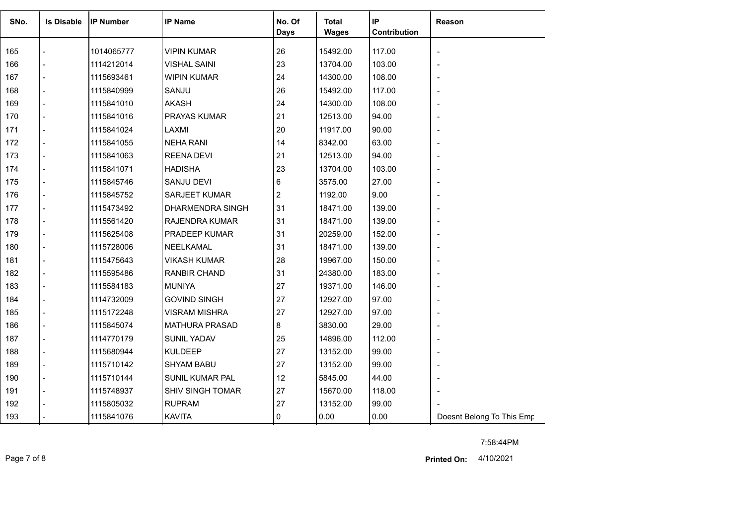| SNo. | Is Disable | IP Number | IP Name | No. Of Days | Total Wages | IP Contribution | Reason |
|---|---|---|---|---|---|---|---|
| 165 | - | 1014065777 | VIPIN KUMAR | 26 | 15492.00 | 117.00 | - |
| 166 | - | 1114212014 | VISHAL SAINI | 23 | 13704.00 | 103.00 | - |
| 167 | - | 1115693461 | WIPIN KUMAR | 24 | 14300.00 | 108.00 | - |
| 168 | - | 1115840999 | SANJU | 26 | 15492.00 | 117.00 | - |
| 169 | - | 1115841010 | AKASH | 24 | 14300.00 | 108.00 | - |
| 170 | - | 1115841016 | PRAYAS KUMAR | 21 | 12513.00 | 94.00 | - |
| 171 | - | 1115841024 | LAXMI | 20 | 11917.00 | 90.00 | - |
| 172 | - | 1115841055 | NEHA RANI | 14 | 8342.00 | 63.00 | - |
| 173 | - | 1115841063 | REENA DEVI | 21 | 12513.00 | 94.00 | - |
| 174 | - | 1115841071 | HADISHA | 23 | 13704.00 | 103.00 | - |
| 175 | - | 1115845746 | SANJU DEVI | 6 | 3575.00 | 27.00 | - |
| 176 | - | 1115845752 | SARJEET KUMAR | 2 | 1192.00 | 9.00 | - |
| 177 | - | 1115473492 | DHARMENDRA SINGH | 31 | 18471.00 | 139.00 | - |
| 178 | - | 1115561420 | RAJENDRA KUMAR | 31 | 18471.00 | 139.00 | - |
| 179 | - | 1115625408 | PRADEEP KUMAR | 31 | 20259.00 | 152.00 | - |
| 180 | - | 1115728006 | NEELKAMAL | 31 | 18471.00 | 139.00 | - |
| 181 | - | 1115475643 | VIKASH KUMAR | 28 | 19967.00 | 150.00 | - |
| 182 | - | 1115595486 | RANBIR CHAND | 31 | 24380.00 | 183.00 | - |
| 183 | - | 1115584183 | MUNIYA | 27 | 19371.00 | 146.00 | - |
| 184 | - | 1114732009 | GOVIND SINGH | 27 | 12927.00 | 97.00 | - |
| 185 | - | 1115172248 | VISRAM MISHRA | 27 | 12927.00 | 97.00 | - |
| 186 | - | 1115845074 | MATHURA PRASAD | 8 | 3830.00 | 29.00 | - |
| 187 | - | 1114770179 | SUNIL YADAV | 25 | 14896.00 | 112.00 | - |
| 188 | - | 1115680944 | KULDEEP | 27 | 13152.00 | 99.00 | - |
| 189 | - | 1115710142 | SHYAM BABU | 27 | 13152.00 | 99.00 | - |
| 190 | - | 1115710144 | SUNIL KUMAR PAL | 12 | 5845.00 | 44.00 | - |
| 191 | - | 1115748937 | SHIV SINGH TOMAR | 27 | 15670.00 | 118.00 | - |
| 192 | - | 1115805032 | RUPRAM | 27 | 13152.00 | 99.00 | - |
| 193 | - | 1115841076 | KAVITA | 0 | 0.00 | 0.00 | Doesnt Belong To This Emp |

7:58:44PM

**Printed On:** 4/10/2021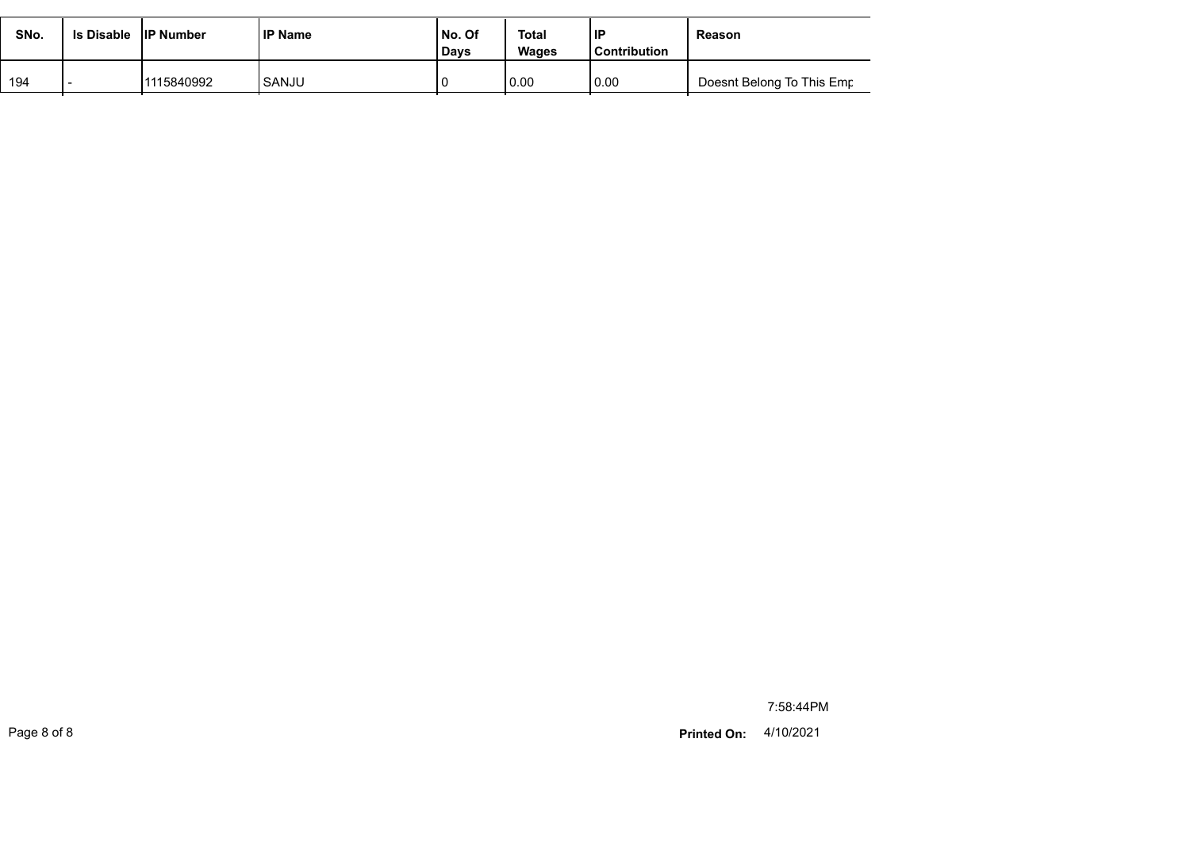| SNo. | Is Disable | IP Number | IP Name | No. Of Days | Total Wages | IP Contribution | Reason |
|---|---|---|---|---|---|---|---|
| 194 | - | 1115840992 | SANJU | 0 | 0.00 | 0.00 | Doesnt Belong To This Emp |

7:58:44PM

**Printed On:** 4/10/2021